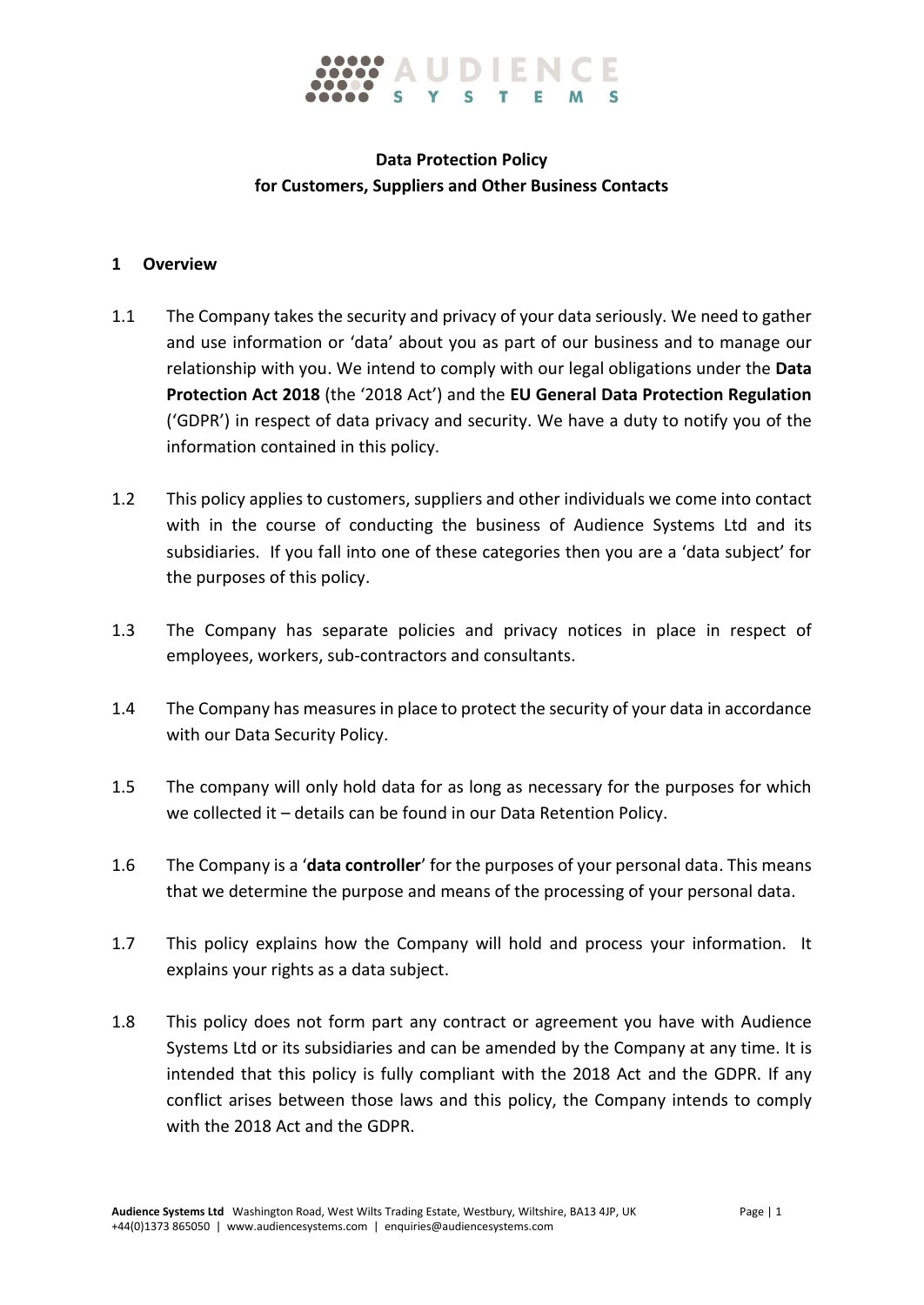**Data Protection Policy for Customers, Suppliers and Other Business Contacts**

## 1 Overview

1.1 The Company takes the security and privacy of your data seriously. We need to gather and use information or 'data' about you as part of our business and to manage our relationship with you. We intend to comply with our legal obligations under the **Data Protection Act 2018** (the '2018 Act') and the **EU General Data Protection Regulation** ('GDPR') in respect of data privacy and security. We have a duty to notify you of the information contained in this policy.

1.2 This policy applies to customers, suppliers and other individuals we come into contact with in the course of conducting the business of Audience Systems Ltd and its subsidiaries. If you fall into one of these categories then you are a 'data subject' for the purposes of this policy.

1.3 The Company has separate policies and privacy notices in place in respect of employees, workers, sub-contractors and consultants.

1.4 The Company has measures in place to protect the security of your data in accordance with our Data Security Policy.

1.5 The company will only hold data for as long as necessary for the purposes for which we collected it – details can be found in our Data Retention Policy.

1.6 The Company is a '**data controller**' for the purposes of your personal data. This means that we determine the purpose and means of the processing of your personal data.

1.7 This policy explains how the Company will hold and process your information. It explains your rights as a data subject.

1.8 This policy does not form part any contract or agreement you have with Audience Systems Ltd or its subsidiaries and can be amended by the Company at any time. It is intended that this policy is fully compliant with the 2018 Act and the GDPR. If any conflict arises between those laws and this policy, the Company intends to comply with the 2018 Act and the GDPR.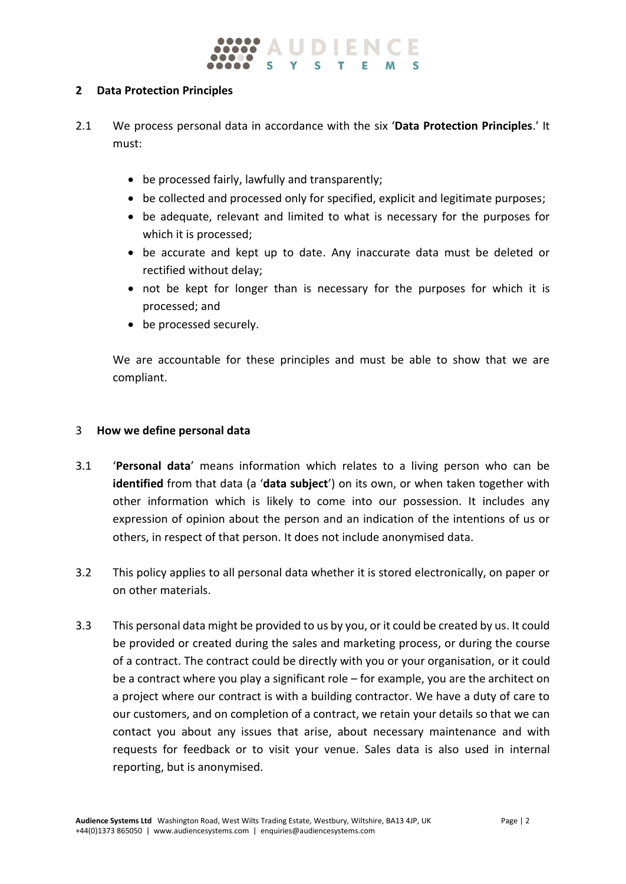## 2 Data Protection Principles

2.1 We process personal data in accordance with the six '**Data Protection Principles**.' It must:

- be processed fairly, lawfully and transparently;
- be collected and processed only for specified, explicit and legitimate purposes;
- be adequate, relevant and limited to what is necessary for the purposes for which it is processed;
- be accurate and kept up to date. Any inaccurate data must be deleted or rectified without delay;
- not be kept for longer than is necessary for the purposes for which it is processed; and
- be processed securely.

We are accountable for these principles and must be able to show that we are compliant.

## 3 How we define personal data

3.1 '**Personal data**' means information which relates to a living person who can be **identified** from that data (a '**data subject**') on its own, or when taken together with other information which is likely to come into our possession. It includes any expression of opinion about the person and an indication of the intentions of us or others, in respect of that person. It does not include anonymised data.

3.2 This policy applies to all personal data whether it is stored electronically, on paper or on other materials.

3.3 This personal data might be provided to us by you, or it could be created by us. It could be provided or created during the sales and marketing process, or during the course of a contract. The contract could be directly with you or your organisation, or it could be a contract where you play a significant role – for example, you are the architect on a project where our contract is with a building contractor. We have a duty of care to our customers, and on completion of a contract, we retain your details so that we can contact you about any issues that arise, about necessary maintenance and with requests for feedback or to visit your venue. Sales data is also used in internal reporting, but is anonymised.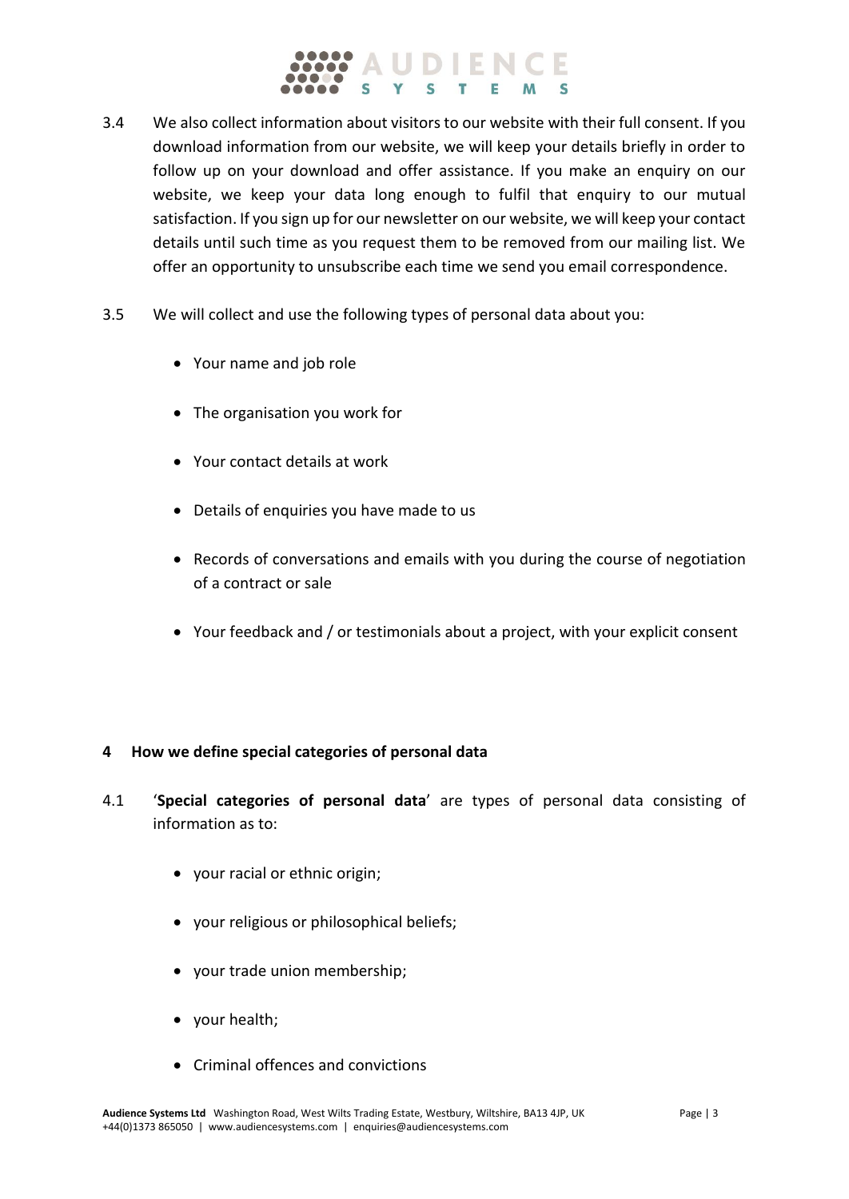3.4 We also collect information about visitors to our website with their full consent. If you download information from our website, we will keep your details briefly in order to follow up on your download and offer assistance. If you make an enquiry on our website, we keep your data long enough to fulfil that enquiry to our mutual satisfaction. If you sign up for our newsletter on our website, we will keep your contact details until such time as you request them to be removed from our mailing list. We offer an opportunity to unsubscribe each time we send you email correspondence.

3.5 We will collect and use the following types of personal data about you:

- Your name and job role
- The organisation you work for
- Your contact details at work
- Details of enquiries you have made to us
- Records of conversations and emails with you during the course of negotiation of a contract or sale
- Your feedback and / or testimonials about a project, with your explicit consent

## 4 How we define special categories of personal data

4.1 '**Special categories of personal data**' are types of personal data consisting of information as to:

- your racial or ethnic origin;
- your religious or philosophical beliefs;
- your trade union membership;
- your health;
- Criminal offences and convictions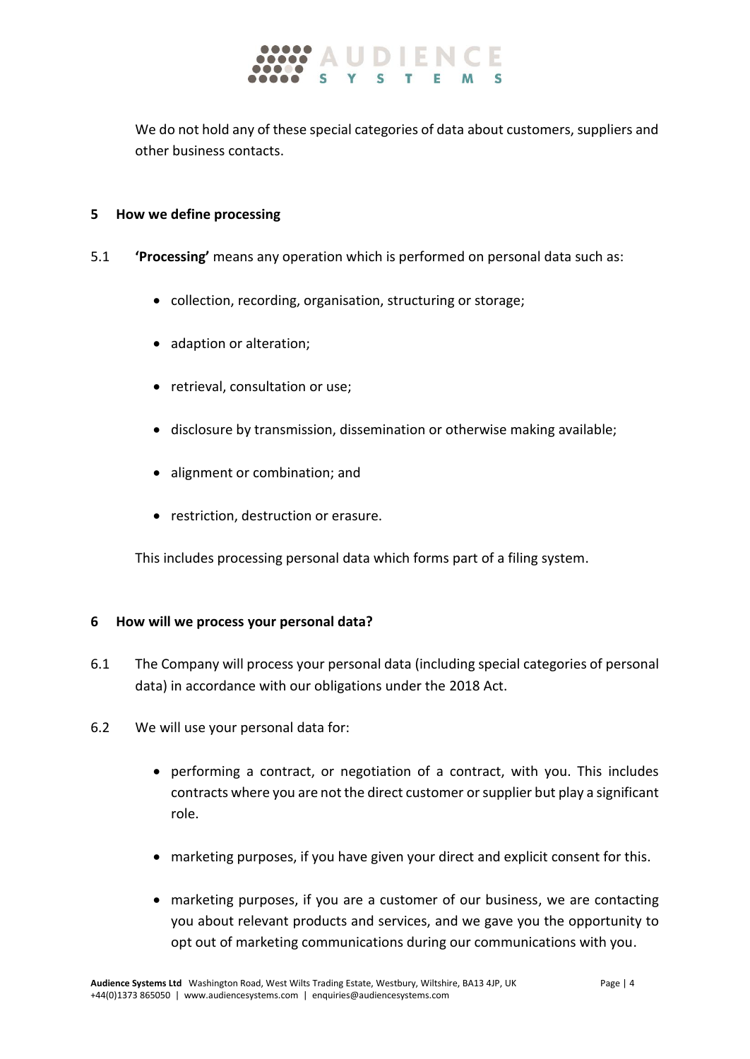We do not hold any of these special categories of data about customers, suppliers and other business contacts.

## 5 How we define processing

5.1 **'Processing'** means any operation which is performed on personal data such as:

- collection, recording, organisation, structuring or storage;
- adaption or alteration;
- retrieval, consultation or use;
- disclosure by transmission, dissemination or otherwise making available;
- alignment or combination; and
- restriction, destruction or erasure.

This includes processing personal data which forms part of a filing system.

## 6 How will we process your personal data?

6.1 The Company will process your personal data (including special categories of personal data) in accordance with our obligations under the 2018 Act.

6.2 We will use your personal data for:

- performing a contract, or negotiation of a contract, with you. This includes contracts where you are not the direct customer or supplier but play a significant role.
- marketing purposes, if you have given your direct and explicit consent for this.
- marketing purposes, if you are a customer of our business, we are contacting you about relevant products and services, and we gave you the opportunity to opt out of marketing communications during our communications with you.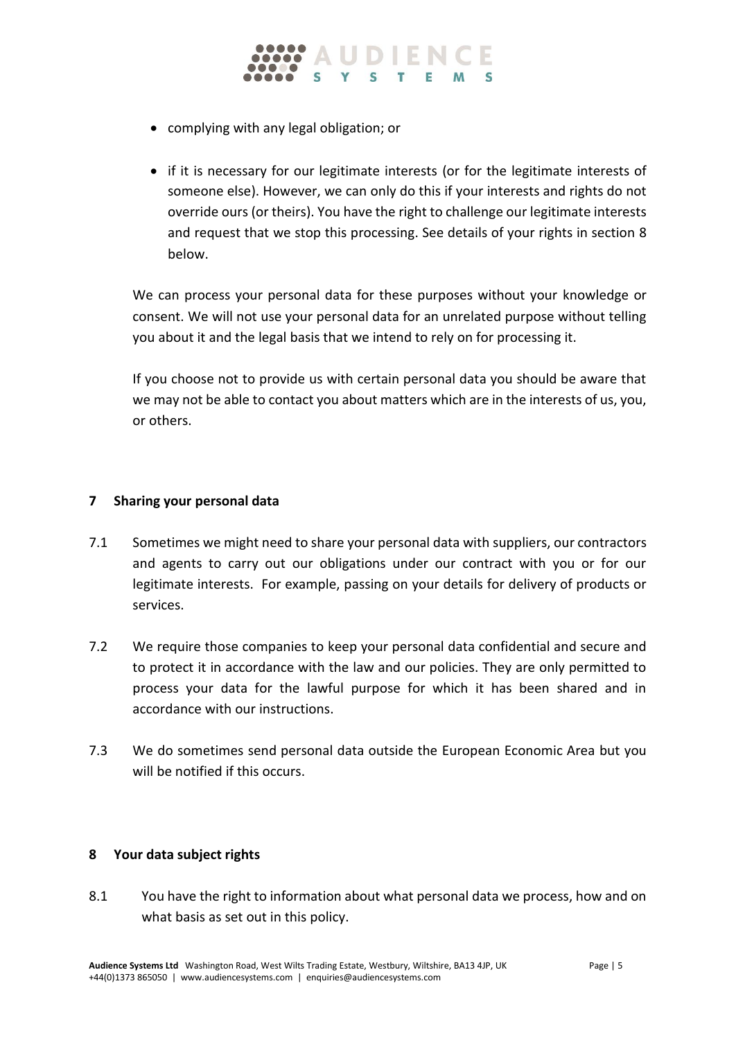- complying with any legal obligation; or
- if it is necessary for our legitimate interests (or for the legitimate interests of someone else). However, we can only do this if your interests and rights do not override ours (or theirs). You have the right to challenge our legitimate interests and request that we stop this processing. See details of your rights in section 8 below.

We can process your personal data for these purposes without your knowledge or consent. We will not use your personal data for an unrelated purpose without telling you about it and the legal basis that we intend to rely on for processing it.

If you choose not to provide us with certain personal data you should be aware that we may not be able to contact you about matters which are in the interests of us, you, or others.

## 7 Sharing your personal data

7.1 Sometimes we might need to share your personal data with suppliers, our contractors and agents to carry out our obligations under our contract with you or for our legitimate interests. For example, passing on your details for delivery of products or services.

7.2 We require those companies to keep your personal data confidential and secure and to protect it in accordance with the law and our policies. They are only permitted to process your data for the lawful purpose for which it has been shared and in accordance with our instructions.

7.3 We do sometimes send personal data outside the European Economic Area but you will be notified if this occurs.

## 8 Your data subject rights

8.1 You have the right to information about what personal data we process, how and on what basis as set out in this policy.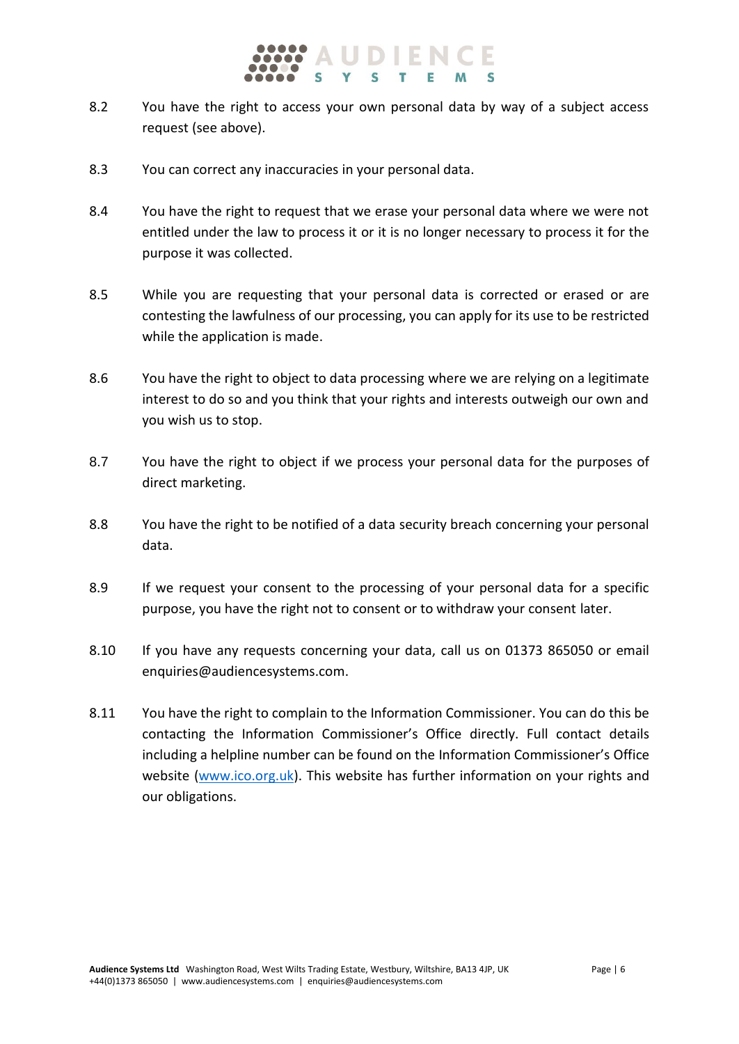8.2 You have the right to access your own personal data by way of a subject access request (see above).

8.3 You can correct any inaccuracies in your personal data.

8.4 You have the right to request that we erase your personal data where we were not entitled under the law to process it or it is no longer necessary to process it for the purpose it was collected.

8.5 While you are requesting that your personal data is corrected or erased or are contesting the lawfulness of our processing, you can apply for its use to be restricted while the application is made.

8.6 You have the right to object to data processing where we are relying on a legitimate interest to do so and you think that your rights and interests outweigh our own and you wish us to stop.

8.7 You have the right to object if we process your personal data for the purposes of direct marketing.

8.8 You have the right to be notified of a data security breach concerning your personal data.

8.9 If we request your consent to the processing of your personal data for a specific purpose, you have the right not to consent or to withdraw your consent later.

8.10 If you have any requests concerning your data, call us on 01373 865050 or email enquiries@audiencesystems.com.

8.11 You have the right to complain to the Information Commissioner. You can do this be contacting the Information Commissioner's Office directly. Full contact details including a helpline number can be found on the Information Commissioner's Office website ([www.ico.org.uk](http://www.ico.org.uk)). This website has further information on your rights and our obligations.